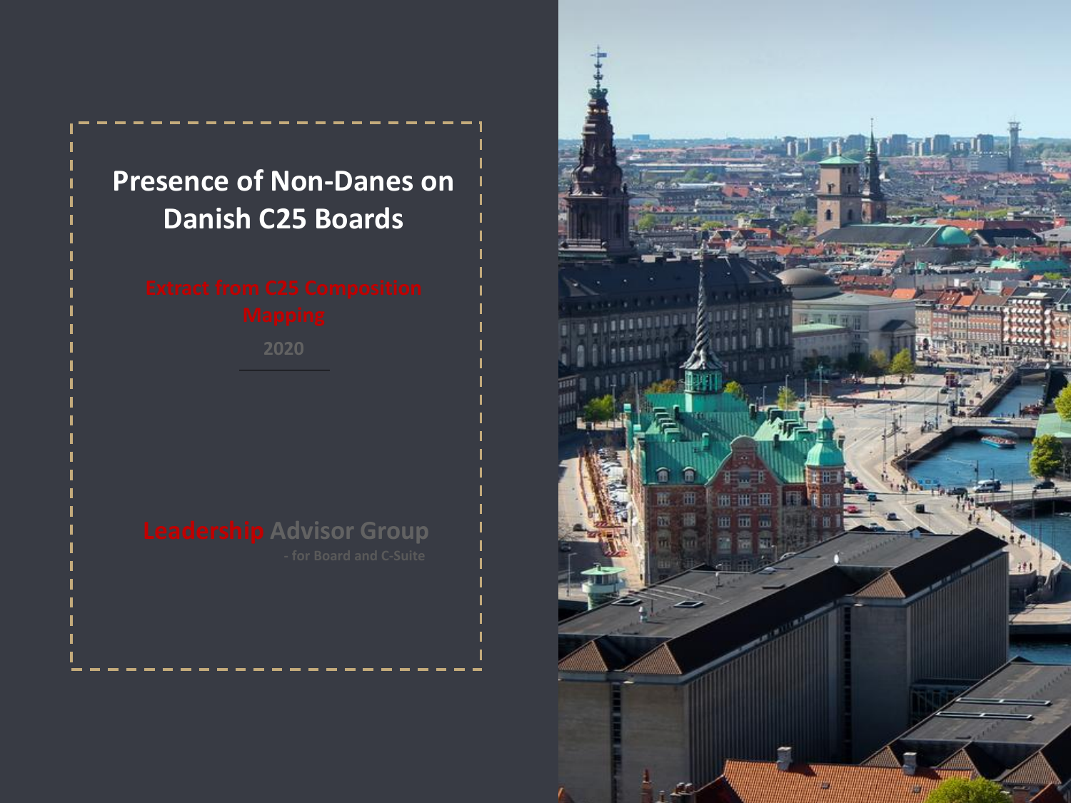# Presence of Non-Danes on Danish C25 Boards

Extract from C25 Composition Mapping

2020

Leadership Advisor Group

- for Board and C-Suite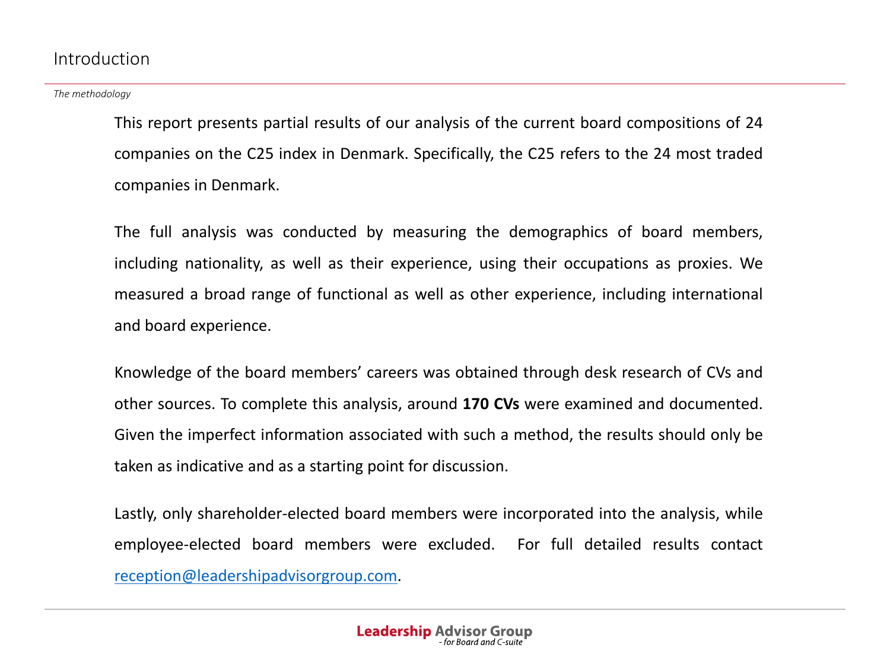# Introduction

*The methodology*

This report presents partial results of our analysis of the current board compositions of 24 companies on the C25 index in Denmark. Specifically, the C25 refers to the 24 most traded companies in Denmark.

The full analysis was conducted by measuring the demographics of board members, including nationality, as well as their experience, using their occupations as proxies. We measured a broad range of functional as well as other experience, including international and board experience.

Knowledge of the board members' careers was obtained through desk research of CVs and other sources. To complete this analysis, around **170 CVs** were examined and documented. Given the imperfect information associated with such a method, the results should only be taken as indicative and as a starting point for discussion.

Lastly, only shareholder-elected board members were incorporated into the analysis, while employee-elected board members were excluded. For full detailed results contact [reception@leadershipadvisorgroup.com](mailto:reception@leadershipadvisorgroup.com).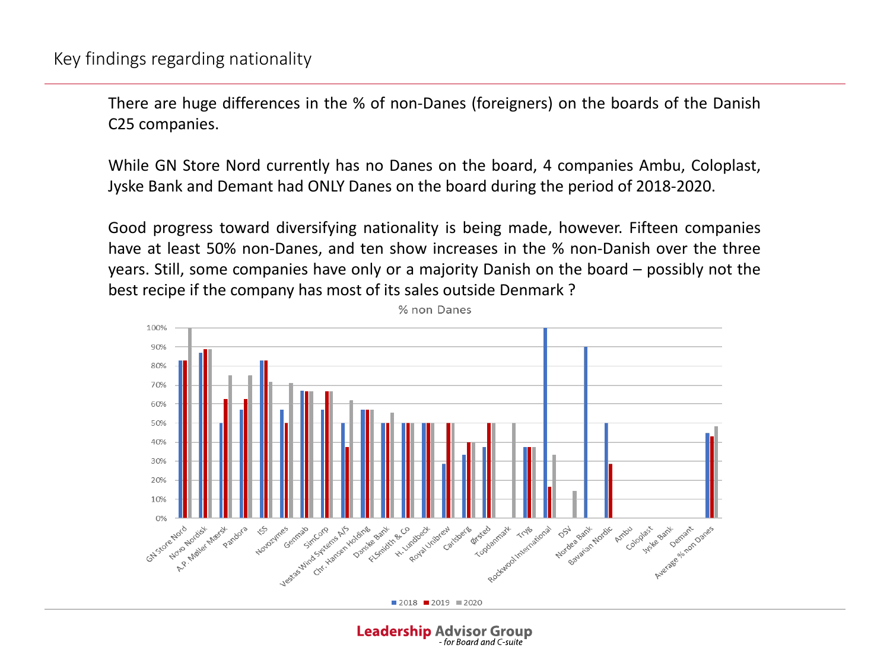# Key findings regarding nationality

There are huge differences in the % of non-Danes (foreigners) on the boards of the Danish C25 companies.

While GN Store Nord currently has no Danes on the board, 4 companies Ambu, Coloplast, Jyske Bank and Demant had ONLY Danes on the board during the period of 2018-2020.

Good progress toward diversifying nationality is being made, however. Fifteen companies have at least 50% non-Danes, and ten show increases in the % non-Danish over the three years. Still, some companies have only or a majority Danish on the board – possibly not the best recipe if the company has most of its sales outside Denmark ?

% non Danes

| Company | 2018 | 2019 | 2020 |
|---|---|---|---|
| GN Store Nord | 83% | 83% | 100% |
| Novo Nordisk | 87% | 89% | 89% |
| A.P. Møller Mærsk | 50% | 63% | 75% |
| Pandora | 57% | 63% | 75% |
| ISS | 83% | 83% | 72% |
| Novozymes | 57% | 50% | 71% |
| Genmab | 67% | 67% | 67% |
| SimCorp | 57% | 67% | 67% |
| Vestas Wind Systems A/S | 50% | 38% | 62% |
| Chr. Hansen Holding | 57% | 57% | 57% |
| Danske Bank | 50% | 50% | 56% |
| FLSmidth & Co | 50% | 50% | 50% |
| H. Lundbeck | 50% | 50% | 50% |
| Royal Unibrew | 29% | 50% | 50% |
| Carlsberg | 33% | 40% | 40% |
| Ørsted | 38% | 50% | 50% |
| Topdanmark | | | 50% |
| Tryg | 38% | 38% | 38% |
| Rockwool International | 100% | 17% | 33% |
| DSV | | | 14% |
| Nordea Bank | 90% | | |
| Bavarian Nordic | 50% | 29% | |
| Ambu | | | |
| Coloplast | | | |
| Jyske Bank | | | |
| Demant | | | |
| Average % non Danes | 45% | 43% | 48% |

■ 2018 ■ 2019 ■ 2020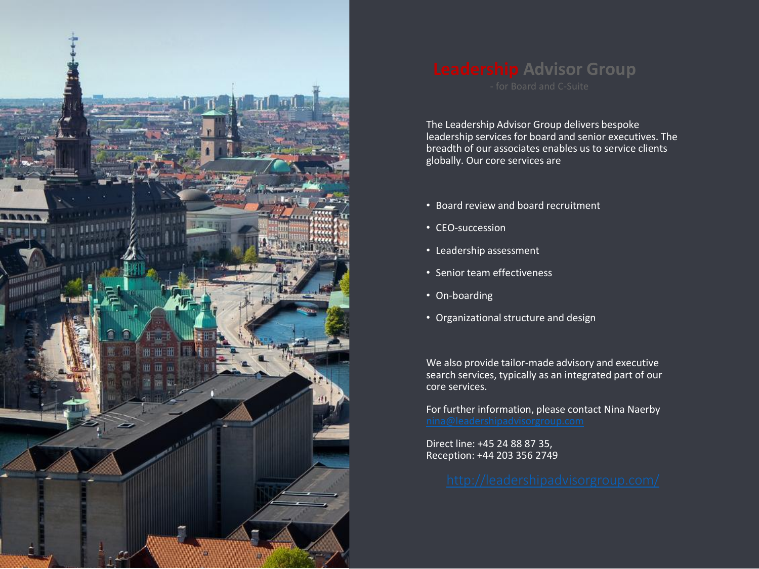# Leadership Advisor Group

- for Board and C-Suite

The Leadership Advisor Group delivers bespoke leadership services for board and senior executives. The breadth of our associates enables us to service clients globally. Our core services are

- Board review and board recruitment
- CEO-succession
- Leadership assessment
- Senior team effectiveness
- On-boarding
- Organizational structure and design

We also provide tailor-made advisory and executive search services, typically as an integrated part of our core services.

For further information, please contact Nina Naerby
nina@leadershipadvisorgroup.com

Direct line: +45 24 88 87 35,
Reception: +44 203 356 2749

http://leadershipadvisorgroup.com/